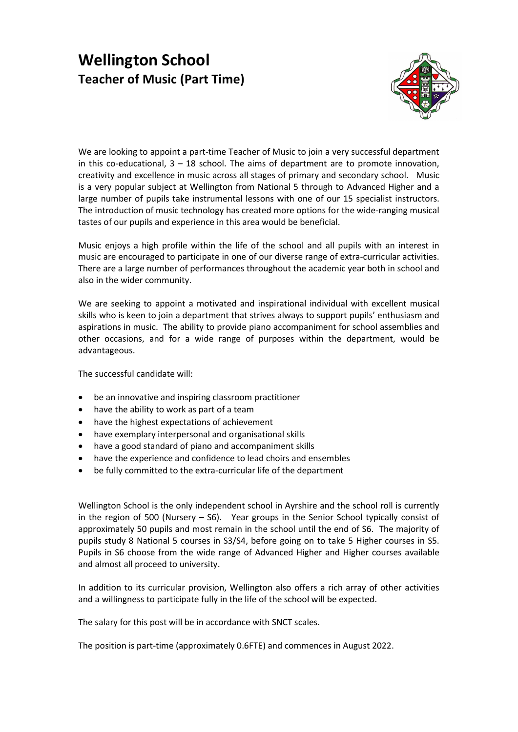# Wellington School

## Teacher of Music (Part Time)

We are looking to appoint a part-time Teacher of Music to join a very successful department in this co-educational, 3 – 18 school. The aims of department are to promote innovation, creativity and excellence in music across all stages of primary and secondary school. Music is a very popular subject at Wellington from National 5 through to Advanced Higher and a large number of pupils take instrumental lessons with one of our 15 specialist instructors. The introduction of music technology has created more options for the wide-ranging musical tastes of our pupils and experience in this area would be beneficial.

Music enjoys a high profile within the life of the school and all pupils with an interest in music are encouraged to participate in one of our diverse range of extra-curricular activities. There are a large number of performances throughout the academic year both in school and also in the wider community.

We are seeking to appoint a motivated and inspirational individual with excellent musical skills who is keen to join a department that strives always to support pupils' enthusiasm and aspirations in music. The ability to provide piano accompaniment for school assemblies and other occasions, and for a wide range of purposes within the department, would be advantageous.

The successful candidate will:

- be an innovative and inspiring classroom practitioner
- have the ability to work as part of a team
- have the highest expectations of achievement
- have exemplary interpersonal and organisational skills
- have a good standard of piano and accompaniment skills
- have the experience and confidence to lead choirs and ensembles
- be fully committed to the extra-curricular life of the department

Wellington School is the only independent school in Ayrshire and the school roll is currently in the region of 500 (Nursery – S6). Year groups in the Senior School typically consist of approximately 50 pupils and most remain in the school until the end of S6. The majority of pupils study 8 National 5 courses in S3/S4, before going on to take 5 Higher courses in S5. Pupils in S6 choose from the wide range of Advanced Higher and Higher courses available and almost all proceed to university.

In addition to its curricular provision, Wellington also offers a rich array of other activities and a willingness to participate fully in the life of the school will be expected.

The salary for this post will be in accordance with SNCT scales.

The position is part-time (approximately 0.6FTE) and commences in August 2022.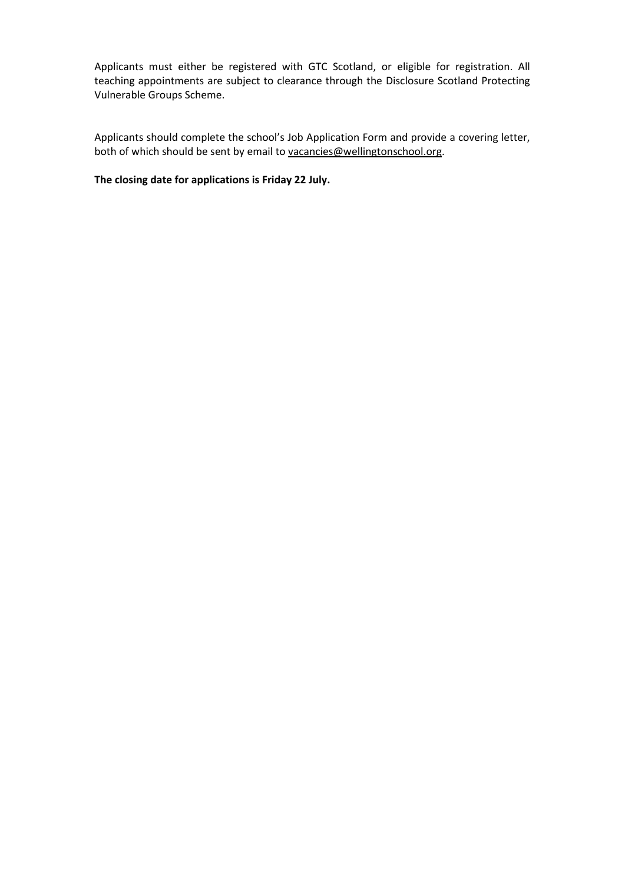Applicants must either be registered with GTC Scotland, or eligible for registration. All teaching appointments are subject to clearance through the Disclosure Scotland Protecting Vulnerable Groups Scheme.

Applicants should complete the school's Job Application Form and provide a covering letter, both of which should be sent by email to vacancies@wellingtonschool.org.

**The closing date for applications is Friday 22 July.**